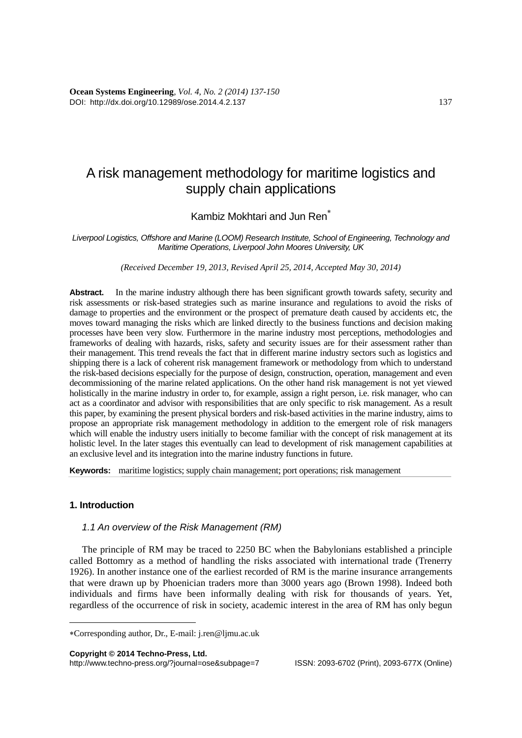# A risk management methodology for maritime logistics and supply chain applications

Kambiz Mokhtari and Jun Ren*

*Liverpool Logistics, Offshore and Marine (LOOM) Research Institute, School of Engineering, Technology and Maritime Operations, Liverpool John Moores University, UK*

*(Received December 19, 2013, Revised April 25, 2014, Accepted May 30, 2014)*

**Abstract.** In the marine industry although there has been significant growth towards safety, security and risk assessments or risk-based strategies such as marine insurance and regulations to avoid the risks of damage to properties and the environment or the prospect of premature death caused by accidents etc, the moves toward managing the risks which are linked directly to the business functions and decision making processes have been very slow. Furthermore in the marine industry most perceptions, methodologies and frameworks of dealing with hazards, risks, safety and security issues are for their assessment rather than their management. This trend reveals the fact that in different marine industry sectors such as logistics and shipping there is a lack of coherent risk management framework or methodology from which to understand the risk-based decisions especially for the purpose of design, construction, operation, management and even decommissioning of the marine related applications. On the other hand risk management is not yet viewed holistically in the marine industry in order to, for example, assign a right person, i.e. risk manager, who can act as a coordinator and advisor with responsibilities that are only specific to risk management. As a result this paper, by examining the present physical borders and risk-based activities in the marine industry, aims to propose an appropriate risk management methodology in addition to the emergent role of risk managers which will enable the industry users initially to become familiar with the concept of risk management at its holistic level. In the later stages this eventually can lead to development of risk management capabilities at an exclusive level and its integration into the marine industry functions in future.

**Keywords:** maritime logistics; supply chain management; port operations; risk management

## 1. Introduction

### 1.1 An overview of the Risk Management (RM)

The principle of RM may be traced to 2250 BC when the Babylonians established a principle called Bottomry as a method of handling the risks associated with international trade (Trenerry 1926). In another instance one of the earliest recorded of RM is the marine insurance arrangements that were drawn up by Phoenician traders more than 3000 years ago (Brown 1998). Indeed both individuals and firms have been informally dealing with risk for thousands of years. Yet, regardless of the occurrence of risk in society, academic interest in the area of RM has only begun

---

*Corresponding author, Dr., E-mail: j.ren@ljmu.ac.uk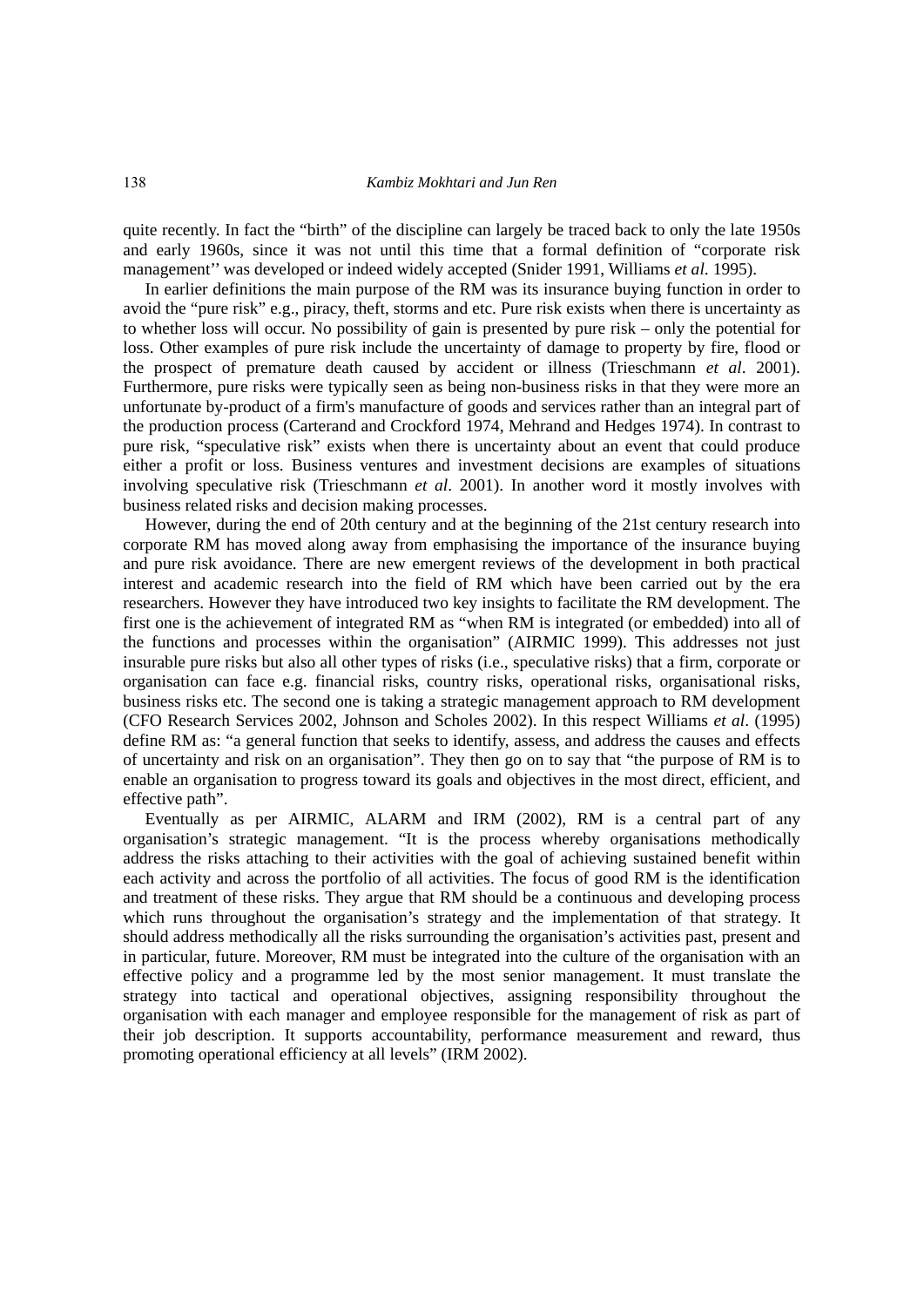quite recently. In fact the "birth" of the discipline can largely be traced back to only the late 1950s and early 1960s, since it was not until this time that a formal definition of "corporate risk management'' was developed or indeed widely accepted (Snider 1991, Williams *et al.* 1995).

In earlier definitions the main purpose of the RM was its insurance buying function in order to avoid the "pure risk" e.g., piracy, theft, storms and etc. Pure risk exists when there is uncertainty as to whether loss will occur. No possibility of gain is presented by pure risk – only the potential for loss. Other examples of pure risk include the uncertainty of damage to property by fire, flood or the prospect of premature death caused by accident or illness (Trieschmann *et al*. 2001). Furthermore, pure risks were typically seen as being non-business risks in that they were more an unfortunate by-product of a firm's manufacture of goods and services rather than an integral part of the production process (Carterand and Crockford 1974, Mehrand and Hedges 1974). In contrast to pure risk, "speculative risk" exists when there is uncertainty about an event that could produce either a profit or loss. Business ventures and investment decisions are examples of situations involving speculative risk (Trieschmann *et al*. 2001). In another word it mostly involves with business related risks and decision making processes.

However, during the end of 20th century and at the beginning of the 21st century research into corporate RM has moved along away from emphasising the importance of the insurance buying and pure risk avoidance. There are new emergent reviews of the development in both practical interest and academic research into the field of RM which have been carried out by the era researchers. However they have introduced two key insights to facilitate the RM development. The first one is the achievement of integrated RM as "when RM is integrated (or embedded) into all of the functions and processes within the organisation" (AIRMIC 1999). This addresses not just insurable pure risks but also all other types of risks (i.e., speculative risks) that a firm, corporate or organisation can face e.g. financial risks, country risks, operational risks, organisational risks, business risks etc. The second one is taking a strategic management approach to RM development (CFO Research Services 2002, Johnson and Scholes 2002). In this respect Williams *et al*. (1995) define RM as: "a general function that seeks to identify, assess, and address the causes and effects of uncertainty and risk on an organisation". They then go on to say that "the purpose of RM is to enable an organisation to progress toward its goals and objectives in the most direct, efficient, and effective path".

Eventually as per AIRMIC, ALARM and IRM (2002), RM is a central part of any organisation's strategic management. "It is the process whereby organisations methodically address the risks attaching to their activities with the goal of achieving sustained benefit within each activity and across the portfolio of all activities. The focus of good RM is the identification and treatment of these risks. They argue that RM should be a continuous and developing process which runs throughout the organisation's strategy and the implementation of that strategy. It should address methodically all the risks surrounding the organisation's activities past, present and in particular, future. Moreover, RM must be integrated into the culture of the organisation with an effective policy and a programme led by the most senior management. It must translate the strategy into tactical and operational objectives, assigning responsibility throughout the organisation with each manager and employee responsible for the management of risk as part of their job description. It supports accountability, performance measurement and reward, thus promoting operational efficiency at all levels" (IRM 2002).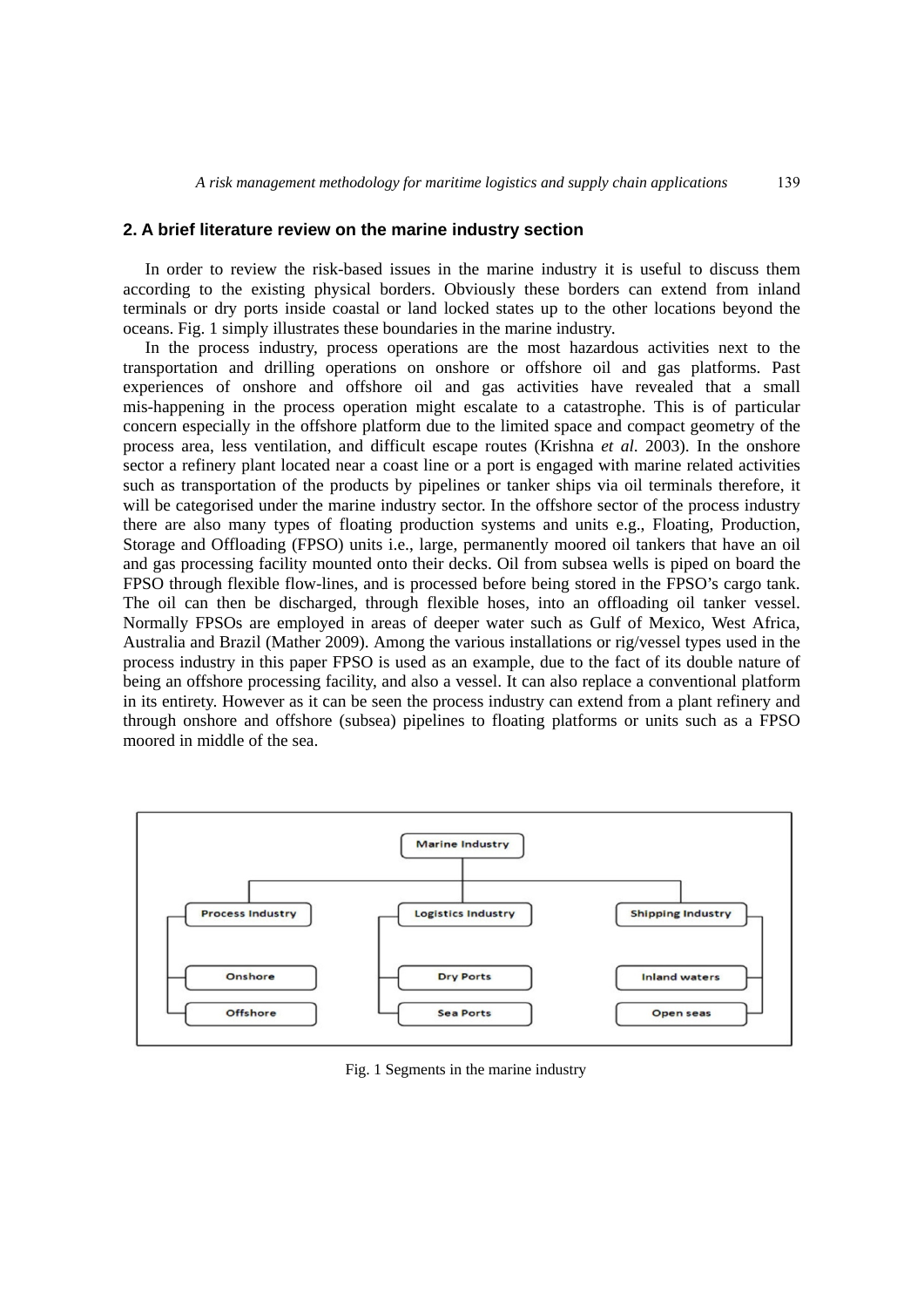## 2. A brief literature review on the marine industry section

In order to review the risk-based issues in the marine industry it is useful to discuss them according to the existing physical borders. Obviously these borders can extend from inland terminals or dry ports inside coastal or land locked states up to the other locations beyond the oceans. Fig. 1 simply illustrates these boundaries in the marine industry.

In the process industry, process operations are the most hazardous activities next to the transportation and drilling operations on onshore or offshore oil and gas platforms. Past experiences of onshore and offshore oil and gas activities have revealed that a small mis-happening in the process operation might escalate to a catastrophe. This is of particular concern especially in the offshore platform due to the limited space and compact geometry of the process area, less ventilation, and difficult escape routes (Krishna *et al*. 2003). In the onshore sector a refinery plant located near a coast line or a port is engaged with marine related activities such as transportation of the products by pipelines or tanker ships via oil terminals therefore, it will be categorised under the marine industry sector. In the offshore sector of the process industry there are also many types of floating production systems and units e.g., Floating, Production, Storage and Offloading (FPSO) units i.e., large, permanently moored oil tankers that have an oil and gas processing facility mounted onto their decks. Oil from subsea wells is piped on board the FPSO through flexible flow-lines, and is processed before being stored in the FPSO's cargo tank. The oil can then be discharged, through flexible hoses, into an offloading oil tanker vessel. Normally FPSOs are employed in areas of deeper water such as Gulf of Mexico, West Africa, Australia and Brazil (Mather 2009). Among the various installations or rig/vessel types used in the process industry in this paper FPSO is used as an example, due to the fact of its double nature of being an offshore processing facility, and also a vessel. It can also replace a conventional platform in its entirety. However as it can be seen the process industry can extend from a plant refinery and through onshore and offshore (subsea) pipelines to floating platforms or units such as a FPSO moored in middle of the sea.

- Marine Industry
  - Process Industry
    - Onshore
    - Offshore
  - Logistics Industry
    - Dry Ports
    - Sea Ports
  - Shipping Industry
    - Inland waters
    - Open seas

Fig. 1 Segments in the marine industry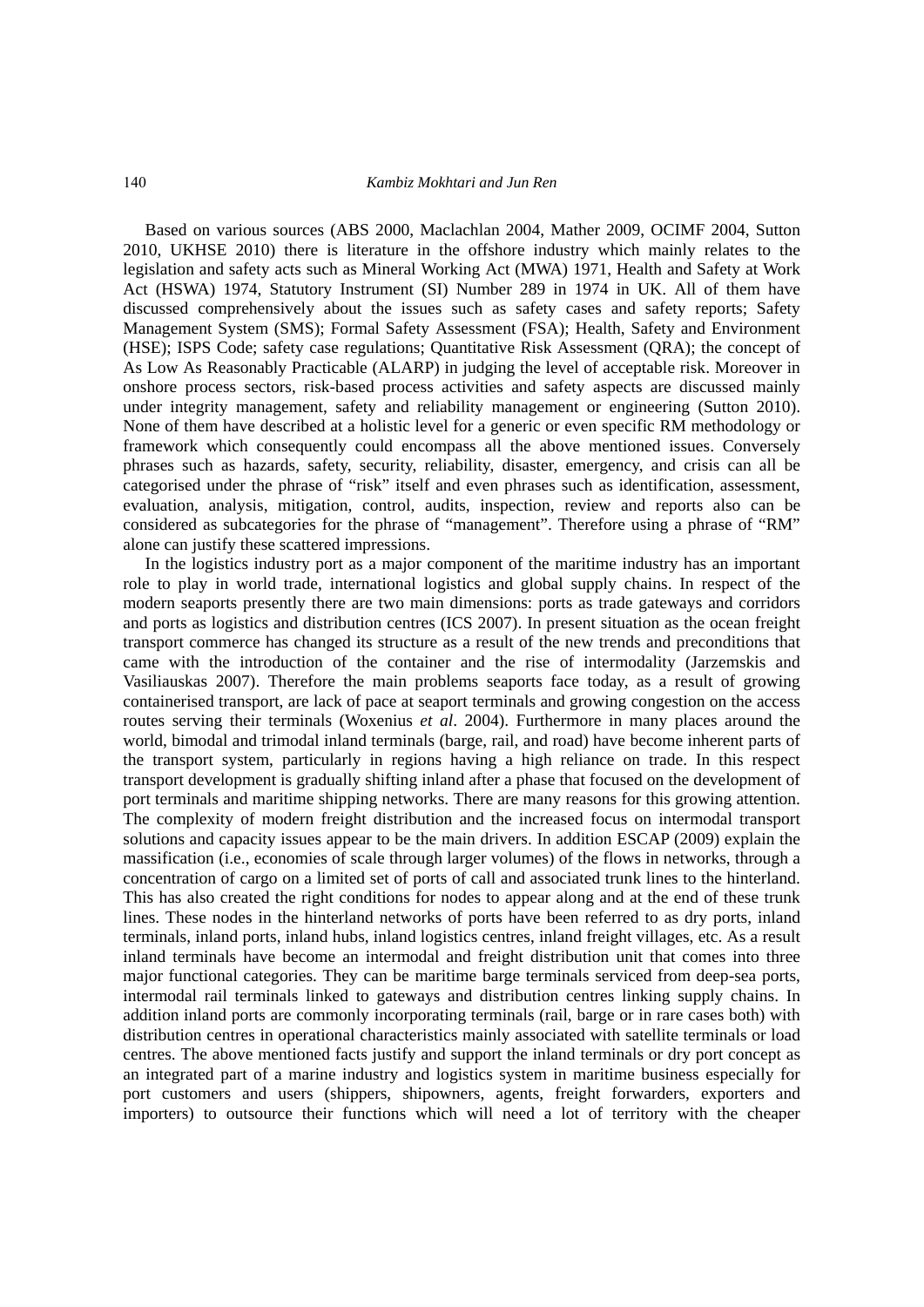Based on various sources (ABS 2000, Maclachlan 2004, Mather 2009, OCIMF 2004, Sutton 2010, UKHSE 2010) there is literature in the offshore industry which mainly relates to the legislation and safety acts such as Mineral Working Act (MWA) 1971, Health and Safety at Work Act (HSWA) 1974, Statutory Instrument (SI) Number 289 in 1974 in UK. All of them have discussed comprehensively about the issues such as safety cases and safety reports; Safety Management System (SMS); Formal Safety Assessment (FSA); Health, Safety and Environment (HSE); ISPS Code; safety case regulations; Quantitative Risk Assessment (QRA); the concept of As Low As Reasonably Practicable (ALARP) in judging the level of acceptable risk. Moreover in onshore process sectors, risk-based process activities and safety aspects are discussed mainly under integrity management, safety and reliability management or engineering (Sutton 2010). None of them have described at a holistic level for a generic or even specific RM methodology or framework which consequently could encompass all the above mentioned issues. Conversely phrases such as hazards, safety, security, reliability, disaster, emergency, and crisis can all be categorised under the phrase of "risk" itself and even phrases such as identification, assessment, evaluation, analysis, mitigation, control, audits, inspection, review and reports also can be considered as subcategories for the phrase of "management". Therefore using a phrase of "RM" alone can justify these scattered impressions.

In the logistics industry port as a major component of the maritime industry has an important role to play in world trade, international logistics and global supply chains. In respect of the modern seaports presently there are two main dimensions: ports as trade gateways and corridors and ports as logistics and distribution centres (ICS 2007). In present situation as the ocean freight transport commerce has changed its structure as a result of the new trends and preconditions that came with the introduction of the container and the rise of intermodality (Jarzemskis and Vasiliauskas 2007). Therefore the main problems seaports face today, as a result of growing containerised transport, are lack of pace at seaport terminals and growing congestion on the access routes serving their terminals (Woxenius *et al*. 2004). Furthermore in many places around the world, bimodal and trimodal inland terminals (barge, rail, and road) have become inherent parts of the transport system, particularly in regions having a high reliance on trade. In this respect transport development is gradually shifting inland after a phase that focused on the development of port terminals and maritime shipping networks. There are many reasons for this growing attention. The complexity of modern freight distribution and the increased focus on intermodal transport solutions and capacity issues appear to be the main drivers. In addition ESCAP (2009) explain the massification (i.e., economies of scale through larger volumes) of the flows in networks, through a concentration of cargo on a limited set of ports of call and associated trunk lines to the hinterland. This has also created the right conditions for nodes to appear along and at the end of these trunk lines. These nodes in the hinterland networks of ports have been referred to as dry ports, inland terminals, inland ports, inland hubs, inland logistics centres, inland freight villages, etc. As a result inland terminals have become an intermodal and freight distribution unit that comes into three major functional categories. They can be maritime barge terminals serviced from deep-sea ports, intermodal rail terminals linked to gateways and distribution centres linking supply chains. In addition inland ports are commonly incorporating terminals (rail, barge or in rare cases both) with distribution centres in operational characteristics mainly associated with satellite terminals or load centres. The above mentioned facts justify and support the inland terminals or dry port concept as an integrated part of a marine industry and logistics system in maritime business especially for port customers and users (shippers, shipowners, agents, freight forwarders, exporters and importers) to outsource their functions which will need a lot of territory with the cheaper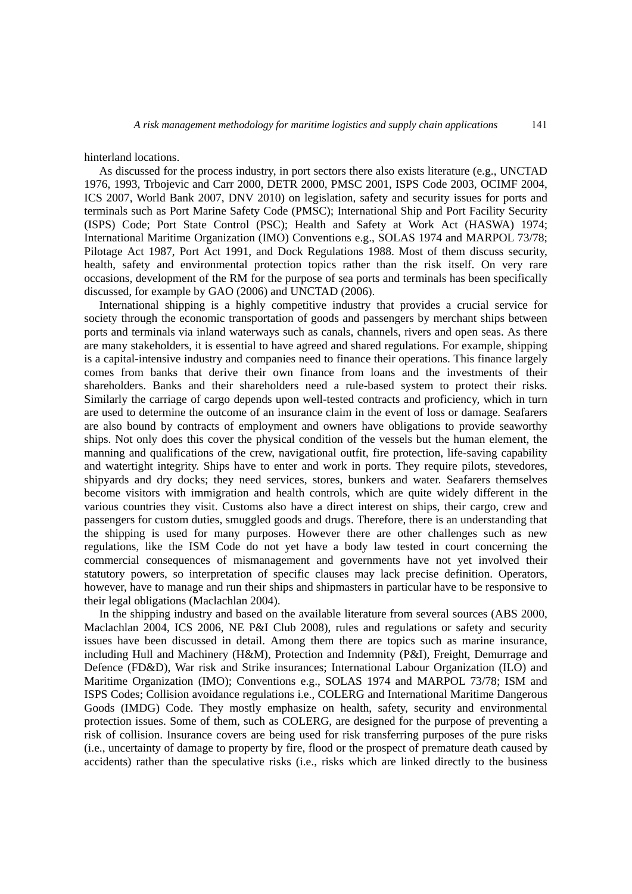hinterland locations.

As discussed for the process industry, in port sectors there also exists literature (e.g., UNCTAD 1976, 1993, Trbojevic and Carr 2000, DETR 2000, PMSC 2001, ISPS Code 2003, OCIMF 2004, ICS 2007, World Bank 2007, DNV 2010) on legislation, safety and security issues for ports and terminals such as Port Marine Safety Code (PMSC); International Ship and Port Facility Security (ISPS) Code; Port State Control (PSC); Health and Safety at Work Act (HASWA) 1974; International Maritime Organization (IMO) Conventions e.g., SOLAS 1974 and MARPOL 73/78; Pilotage Act 1987, Port Act 1991, and Dock Regulations 1988. Most of them discuss security, health, safety and environmental protection topics rather than the risk itself. On very rare occasions, development of the RM for the purpose of sea ports and terminals has been specifically discussed, for example by GAO (2006) and UNCTAD (2006).

International shipping is a highly competitive industry that provides a crucial service for society through the economic transportation of goods and passengers by merchant ships between ports and terminals via inland waterways such as canals, channels, rivers and open seas. As there are many stakeholders, it is essential to have agreed and shared regulations. For example, shipping is a capital-intensive industry and companies need to finance their operations. This finance largely comes from banks that derive their own finance from loans and the investments of their shareholders. Banks and their shareholders need a rule-based system to protect their risks. Similarly the carriage of cargo depends upon well-tested contracts and proficiency, which in turn are used to determine the outcome of an insurance claim in the event of loss or damage. Seafarers are also bound by contracts of employment and owners have obligations to provide seaworthy ships. Not only does this cover the physical condition of the vessels but the human element, the manning and qualifications of the crew, navigational outfit, fire protection, life-saving capability and watertight integrity. Ships have to enter and work in ports. They require pilots, stevedores, shipyards and dry docks; they need services, stores, bunkers and water. Seafarers themselves become visitors with immigration and health controls, which are quite widely different in the various countries they visit. Customs also have a direct interest on ships, their cargo, crew and passengers for custom duties, smuggled goods and drugs. Therefore, there is an understanding that the shipping is used for many purposes. However there are other challenges such as new regulations, like the ISM Code do not yet have a body law tested in court concerning the commercial consequences of mismanagement and governments have not yet involved their statutory powers, so interpretation of specific clauses may lack precise definition. Operators, however, have to manage and run their ships and shipmasters in particular have to be responsive to their legal obligations (Maclachlan 2004).

In the shipping industry and based on the available literature from several sources (ABS 2000, Maclachlan 2004, ICS 2006, NE P&I Club 2008), rules and regulations or safety and security issues have been discussed in detail. Among them there are topics such as marine insurance, including Hull and Machinery (H&M), Protection and Indemnity (P&I), Freight, Demurrage and Defence (FD&D), War risk and Strike insurances; International Labour Organization (ILO) and Maritime Organization (IMO); Conventions e.g., SOLAS 1974 and MARPOL 73/78; ISM and ISPS Codes; Collision avoidance regulations i.e., COLERG and International Maritime Dangerous Goods (IMDG) Code. They mostly emphasize on health, safety, security and environmental protection issues. Some of them, such as COLERG, are designed for the purpose of preventing a risk of collision. Insurance covers are being used for risk transferring purposes of the pure risks (i.e., uncertainty of damage to property by fire, flood or the prospect of premature death caused by accidents) rather than the speculative risks (i.e., risks which are linked directly to the business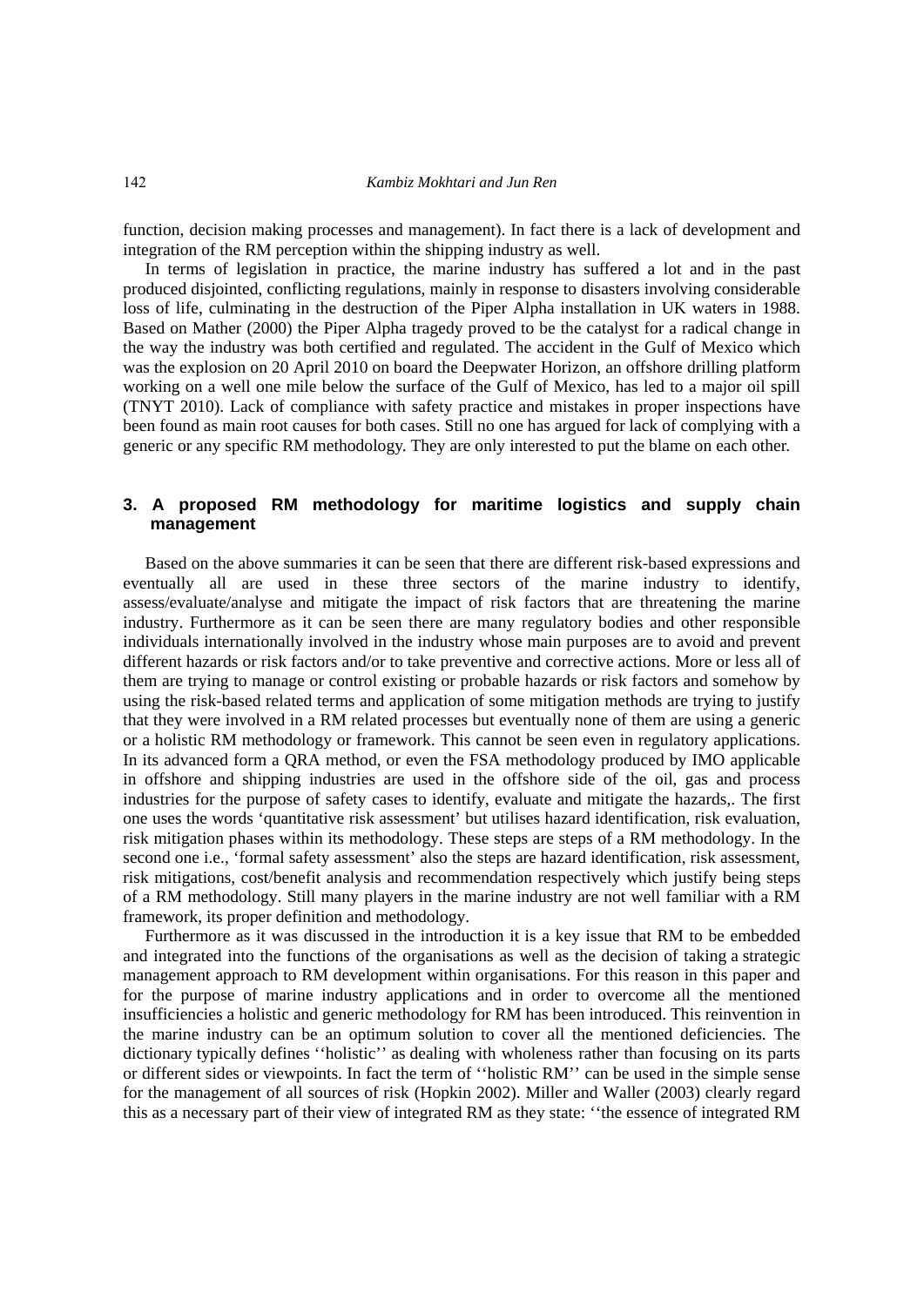function, decision making processes and management). In fact there is a lack of development and integration of the RM perception within the shipping industry as well.

In terms of legislation in practice, the marine industry has suffered a lot and in the past produced disjointed, conflicting regulations, mainly in response to disasters involving considerable loss of life, culminating in the destruction of the Piper Alpha installation in UK waters in 1988. Based on Mather (2000) the Piper Alpha tragedy proved to be the catalyst for a radical change in the way the industry was both certified and regulated. The accident in the Gulf of Mexico which was the explosion on 20 April 2010 on board the Deepwater Horizon, an offshore drilling platform working on a well one mile below the surface of the Gulf of Mexico, has led to a major oil spill (TNYT 2010). Lack of compliance with safety practice and mistakes in proper inspections have been found as main root causes for both cases. Still no one has argued for lack of complying with a generic or any specific RM methodology. They are only interested to put the blame on each other.

## 3. A proposed RM methodology for maritime logistics and supply chain management

Based on the above summaries it can be seen that there are different risk-based expressions and eventually all are used in these three sectors of the marine industry to identify, assess/evaluate/analyse and mitigate the impact of risk factors that are threatening the marine industry. Furthermore as it can be seen there are many regulatory bodies and other responsible individuals internationally involved in the industry whose main purposes are to avoid and prevent different hazards or risk factors and/or to take preventive and corrective actions. More or less all of them are trying to manage or control existing or probable hazards or risk factors and somehow by using the risk-based related terms and application of some mitigation methods are trying to justify that they were involved in a RM related processes but eventually none of them are using a generic or a holistic RM methodology or framework. This cannot be seen even in regulatory applications. In its advanced form a QRA method, or even the FSA methodology produced by IMO applicable in offshore and shipping industries are used in the offshore side of the oil, gas and process industries for the purpose of safety cases to identify, evaluate and mitigate the hazards,. The first one uses the words 'quantitative risk assessment' but utilises hazard identification, risk evaluation, risk mitigation phases within its methodology. These steps are steps of a RM methodology. In the second one i.e., 'formal safety assessment' also the steps are hazard identification, risk assessment, risk mitigations, cost/benefit analysis and recommendation respectively which justify being steps of a RM methodology. Still many players in the marine industry are not well familiar with a RM framework, its proper definition and methodology.

Furthermore as it was discussed in the introduction it is a key issue that RM to be embedded and integrated into the functions of the organisations as well as the decision of taking a strategic management approach to RM development within organisations. For this reason in this paper and for the purpose of marine industry applications and in order to overcome all the mentioned insufficiencies a holistic and generic methodology for RM has been introduced. This reinvention in the marine industry can be an optimum solution to cover all the mentioned deficiencies. The dictionary typically defines ''holistic'' as dealing with wholeness rather than focusing on its parts or different sides or viewpoints. In fact the term of ''holistic RM'' can be used in the simple sense for the management of all sources of risk (Hopkin 2002). Miller and Waller (2003) clearly regard this as a necessary part of their view of integrated RM as they state: ''the essence of integrated RM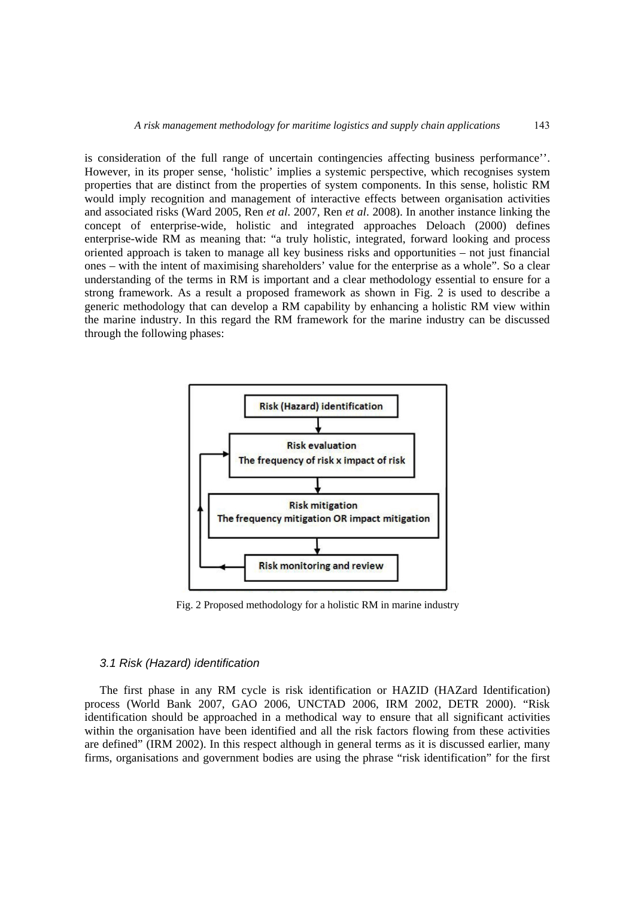is consideration of the full range of uncertain contingencies affecting business performance''. However, in its proper sense, 'holistic' implies a systemic perspective, which recognises system properties that are distinct from the properties of system components. In this sense, holistic RM would imply recognition and management of interactive effects between organisation activities and associated risks (Ward 2005, Ren *et al*. 2007, Ren *et al*. 2008). In another instance linking the concept of enterprise-wide, holistic and integrated approaches Deloach (2000) defines enterprise-wide RM as meaning that: "a truly holistic, integrated, forward looking and process oriented approach is taken to manage all key business risks and opportunities – not just financial ones – with the intent of maximising shareholders' value for the enterprise as a whole". So a clear understanding of the terms in RM is important and a clear methodology essential to ensure for a strong framework. As a result a proposed framework as shown in Fig. 2 is used to describe a generic methodology that can develop a RM capability by enhancing a holistic RM view within the marine industry. In this regard the RM framework for the marine industry can be discussed through the following phases:

```
Risk (Hazard) identification
        ↓
Risk evaluation
The frequency of risk x impact of risk   ←──┐
        ↓                                   │
Risk mitigation                             │
The frequency mitigation OR impact mitigation│
        ↓                                   │
Risk monitoring and review ─────────────────┘
```

Fig. 2 Proposed methodology for a holistic RM in marine industry

### 3.1 Risk (Hazard) identification

The first phase in any RM cycle is risk identification or HAZID (HAZard Identification) process (World Bank 2007, GAO 2006, UNCTAD 2006, IRM 2002, DETR 2000). "Risk identification should be approached in a methodical way to ensure that all significant activities within the organisation have been identified and all the risk factors flowing from these activities are defined" (IRM 2002). In this respect although in general terms as it is discussed earlier, many firms, organisations and government bodies are using the phrase "risk identification" for the first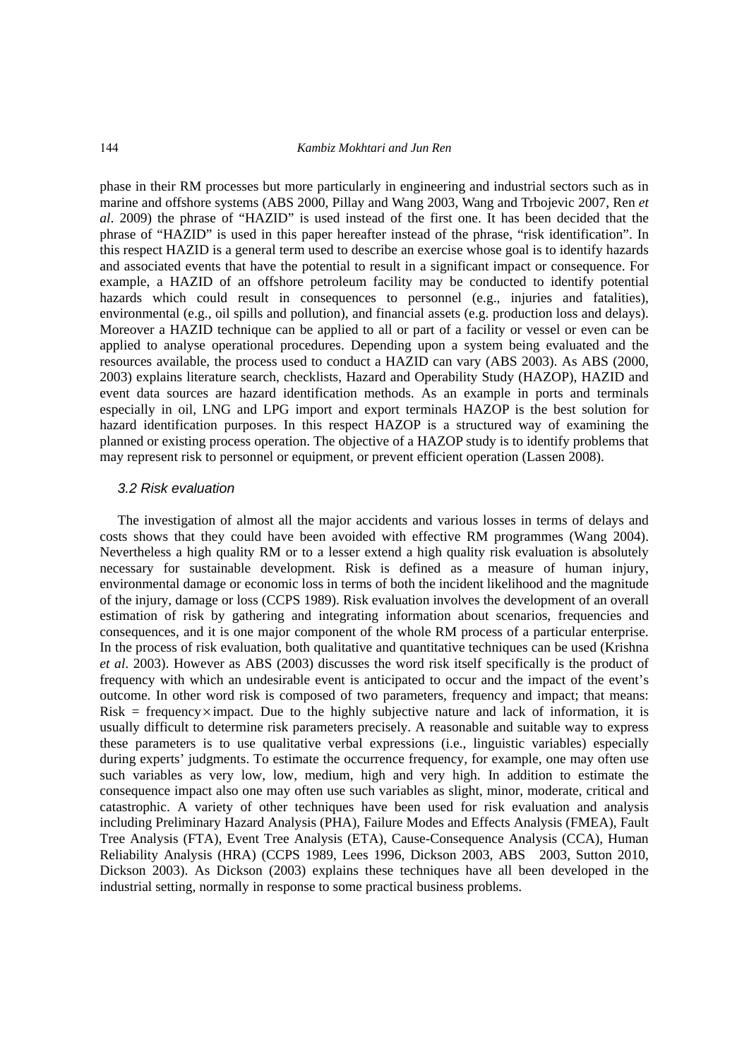phase in their RM processes but more particularly in engineering and industrial sectors such as in marine and offshore systems (ABS 2000, Pillay and Wang 2003, Wang and Trbojevic 2007, Ren *et al*. 2009) the phrase of "HAZID" is used instead of the first one. It has been decided that the phrase of "HAZID" is used in this paper hereafter instead of the phrase, "risk identification". In this respect HAZID is a general term used to describe an exercise whose goal is to identify hazards and associated events that have the potential to result in a significant impact or consequence. For example, a HAZID of an offshore petroleum facility may be conducted to identify potential hazards which could result in consequences to personnel (e.g., injuries and fatalities), environmental (e.g., oil spills and pollution), and financial assets (e.g. production loss and delays). Moreover a HAZID technique can be applied to all or part of a facility or vessel or even can be applied to analyse operational procedures. Depending upon a system being evaluated and the resources available, the process used to conduct a HAZID can vary (ABS 2003). As ABS (2000, 2003) explains literature search, checklists, Hazard and Operability Study (HAZOP), HAZID and event data sources are hazard identification methods. As an example in ports and terminals especially in oil, LNG and LPG import and export terminals HAZOP is the best solution for hazard identification purposes. In this respect HAZOP is a structured way of examining the planned or existing process operation. The objective of a HAZOP study is to identify problems that may represent risk to personnel or equipment, or prevent efficient operation (Lassen 2008).

### *3.2 Risk evaluation*

The investigation of almost all the major accidents and various losses in terms of delays and costs shows that they could have been avoided with effective RM programmes (Wang 2004). Nevertheless a high quality RM or to a lesser extend a high quality risk evaluation is absolutely necessary for sustainable development. Risk is defined as a measure of human injury, environmental damage or economic loss in terms of both the incident likelihood and the magnitude of the injury, damage or loss (CCPS 1989). Risk evaluation involves the development of an overall estimation of risk by gathering and integrating information about scenarios, frequencies and consequences, and it is one major component of the whole RM process of a particular enterprise. In the process of risk evaluation, both qualitative and quantitative techniques can be used (Krishna *et al*. 2003). However as ABS (2003) discusses the word risk itself specifically is the product of frequency with which an undesirable event is anticipated to occur and the impact of the event's outcome. In other word risk is composed of two parameters, frequency and impact; that means: Risk = frequency$\times$impact. Due to the highly subjective nature and lack of information, it is usually difficult to determine risk parameters precisely. A reasonable and suitable way to express these parameters is to use qualitative verbal expressions (i.e., linguistic variables) especially during experts' judgments. To estimate the occurrence frequency, for example, one may often use such variables as very low, low, medium, high and very high. In addition to estimate the consequence impact also one may often use such variables as slight, minor, moderate, critical and catastrophic. A variety of other techniques have been used for risk evaluation and analysis including Preliminary Hazard Analysis (PHA), Failure Modes and Effects Analysis (FMEA), Fault Tree Analysis (FTA), Event Tree Analysis (ETA), Cause-Consequence Analysis (CCA), Human Reliability Analysis (HRA) (CCPS 1989, Lees 1996, Dickson 2003, ABS 2003, Sutton 2010, Dickson 2003). As Dickson (2003) explains these techniques have all been developed in the industrial setting, normally in response to some practical business problems.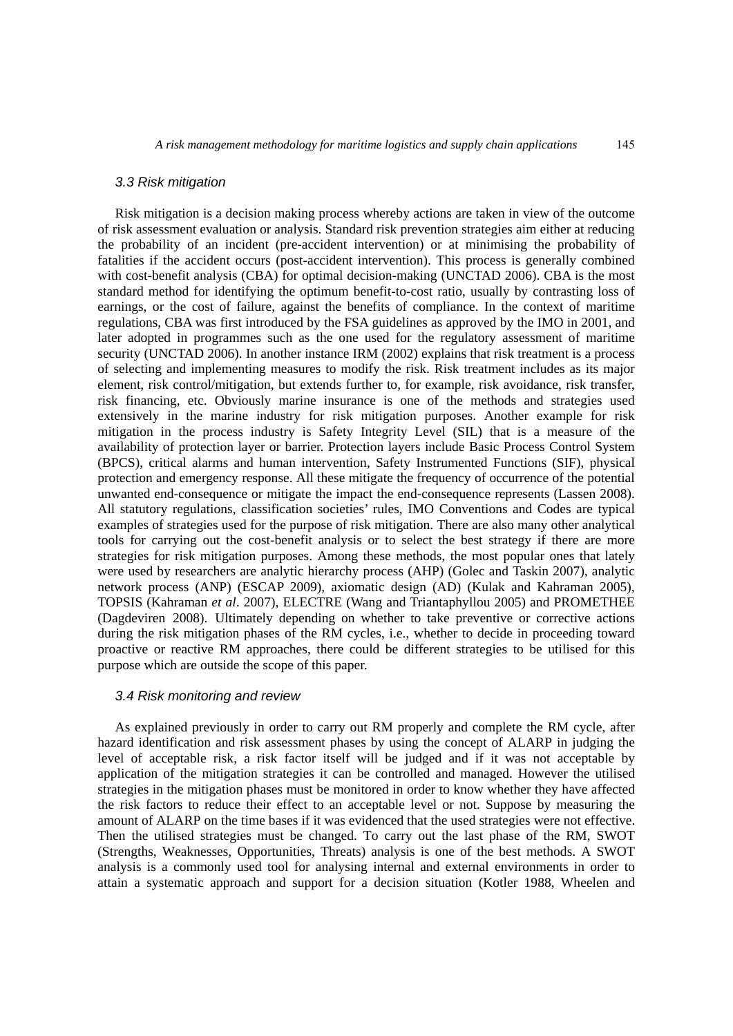### *3.3 Risk mitigation*

Risk mitigation is a decision making process whereby actions are taken in view of the outcome of risk assessment evaluation or analysis. Standard risk prevention strategies aim either at reducing the probability of an incident (pre-accident intervention) or at minimising the probability of fatalities if the accident occurs (post-accident intervention). This process is generally combined with cost-benefit analysis (CBA) for optimal decision-making (UNCTAD 2006). CBA is the most standard method for identifying the optimum benefit-to-cost ratio, usually by contrasting loss of earnings, or the cost of failure, against the benefits of compliance. In the context of maritime regulations, CBA was first introduced by the FSA guidelines as approved by the IMO in 2001, and later adopted in programmes such as the one used for the regulatory assessment of maritime security (UNCTAD 2006). In another instance IRM (2002) explains that risk treatment is a process of selecting and implementing measures to modify the risk. Risk treatment includes as its major element, risk control/mitigation, but extends further to, for example, risk avoidance, risk transfer, risk financing, etc. Obviously marine insurance is one of the methods and strategies used extensively in the marine industry for risk mitigation purposes. Another example for risk mitigation in the process industry is Safety Integrity Level (SIL) that is a measure of the availability of protection layer or barrier. Protection layers include Basic Process Control System (BPCS), critical alarms and human intervention, Safety Instrumented Functions (SIF), physical protection and emergency response. All these mitigate the frequency of occurrence of the potential unwanted end-consequence or mitigate the impact the end-consequence represents (Lassen 2008). All statutory regulations, classification societies' rules, IMO Conventions and Codes are typical examples of strategies used for the purpose of risk mitigation. There are also many other analytical tools for carrying out the cost-benefit analysis or to select the best strategy if there are more strategies for risk mitigation purposes. Among these methods, the most popular ones that lately were used by researchers are analytic hierarchy process (AHP) (Golec and Taskin 2007), analytic network process (ANP) (ESCAP 2009), axiomatic design (AD) (Kulak and Kahraman 2005), TOPSIS (Kahraman *et al*. 2007), ELECTRE (Wang and Triantaphyllou 2005) and PROMETHEE (Dagdeviren 2008). Ultimately depending on whether to take preventive or corrective actions during the risk mitigation phases of the RM cycles, i.e., whether to decide in proceeding toward proactive or reactive RM approaches, there could be different strategies to be utilised for this purpose which are outside the scope of this paper.

### *3.4 Risk monitoring and review*

As explained previously in order to carry out RM properly and complete the RM cycle, after hazard identification and risk assessment phases by using the concept of ALARP in judging the level of acceptable risk, a risk factor itself will be judged and if it was not acceptable by application of the mitigation strategies it can be controlled and managed. However the utilised strategies in the mitigation phases must be monitored in order to know whether they have affected the risk factors to reduce their effect to an acceptable level or not. Suppose by measuring the amount of ALARP on the time bases if it was evidenced that the used strategies were not effective. Then the utilised strategies must be changed. To carry out the last phase of the RM, SWOT (Strengths, Weaknesses, Opportunities, Threats) analysis is one of the best methods. A SWOT analysis is a commonly used tool for analysing internal and external environments in order to attain a systematic approach and support for a decision situation (Kotler 1988, Wheelen and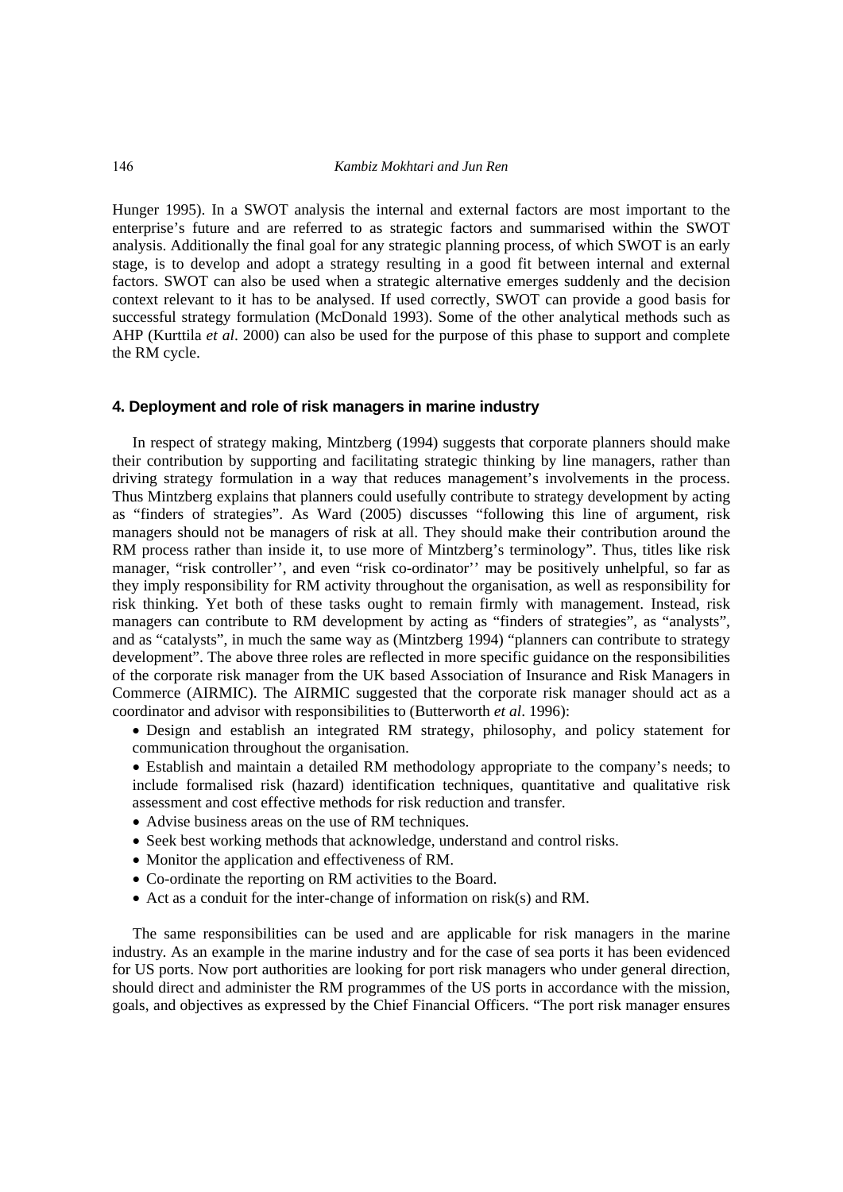Hunger 1995). In a SWOT analysis the internal and external factors are most important to the enterprise's future and are referred to as strategic factors and summarised within the SWOT analysis. Additionally the final goal for any strategic planning process, of which SWOT is an early stage, is to develop and adopt a strategy resulting in a good fit between internal and external factors. SWOT can also be used when a strategic alternative emerges suddenly and the decision context relevant to it has to be analysed. If used correctly, SWOT can provide a good basis for successful strategy formulation (McDonald 1993). Some of the other analytical methods such as AHP (Kurttila *et al*. 2000) can also be used for the purpose of this phase to support and complete the RM cycle.

## 4. Deployment and role of risk managers in marine industry

In respect of strategy making, Mintzberg (1994) suggests that corporate planners should make their contribution by supporting and facilitating strategic thinking by line managers, rather than driving strategy formulation in a way that reduces management's involvements in the process. Thus Mintzberg explains that planners could usefully contribute to strategy development by acting as "finders of strategies". As Ward (2005) discusses "following this line of argument, risk managers should not be managers of risk at all. They should make their contribution around the RM process rather than inside it, to use more of Mintzberg's terminology". Thus, titles like risk manager, "risk controller'', and even "risk co-ordinator'' may be positively unhelpful, so far as they imply responsibility for RM activity throughout the organisation, as well as responsibility for risk thinking. Yet both of these tasks ought to remain firmly with management. Instead, risk managers can contribute to RM development by acting as "finders of strategies", as "analysts", and as "catalysts", in much the same way as (Mintzberg 1994) "planners can contribute to strategy development". The above three roles are reflected in more specific guidance on the responsibilities of the corporate risk manager from the UK based Association of Insurance and Risk Managers in Commerce (AIRMIC). The AIRMIC suggested that the corporate risk manager should act as a coordinator and advisor with responsibilities to (Butterworth *et al*. 1996):

- Design and establish an integrated RM strategy, philosophy, and policy statement for communication throughout the organisation.
- Establish and maintain a detailed RM methodology appropriate to the company's needs; to include formalised risk (hazard) identification techniques, quantitative and qualitative risk assessment and cost effective methods for risk reduction and transfer.
- Advise business areas on the use of RM techniques.
- Seek best working methods that acknowledge, understand and control risks.
- Monitor the application and effectiveness of RM.
- Co-ordinate the reporting on RM activities to the Board.
- Act as a conduit for the inter-change of information on risk(s) and RM.

The same responsibilities can be used and are applicable for risk managers in the marine industry. As an example in the marine industry and for the case of sea ports it has been evidenced for US ports. Now port authorities are looking for port risk managers who under general direction, should direct and administer the RM programmes of the US ports in accordance with the mission, goals, and objectives as expressed by the Chief Financial Officers. "The port risk manager ensures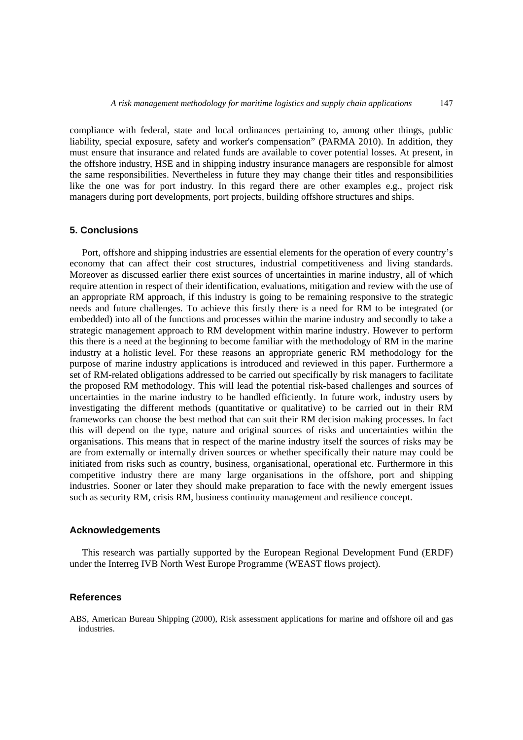compliance with federal, state and local ordinances pertaining to, among other things, public liability, special exposure, safety and worker's compensation" (PARMA 2010). In addition, they must ensure that insurance and related funds are available to cover potential losses. At present, in the offshore industry, HSE and in shipping industry insurance managers are responsible for almost the same responsibilities. Nevertheless in future they may change their titles and responsibilities like the one was for port industry. In this regard there are other examples e.g., project risk managers during port developments, port projects, building offshore structures and ships.

## 5. Conclusions

Port, offshore and shipping industries are essential elements for the operation of every country's economy that can affect their cost structures, industrial competitiveness and living standards. Moreover as discussed earlier there exist sources of uncertainties in marine industry, all of which require attention in respect of their identification, evaluations, mitigation and review with the use of an appropriate RM approach, if this industry is going to be remaining responsive to the strategic needs and future challenges. To achieve this firstly there is a need for RM to be integrated (or embedded) into all of the functions and processes within the marine industry and secondly to take a strategic management approach to RM development within marine industry. However to perform this there is a need at the beginning to become familiar with the methodology of RM in the marine industry at a holistic level. For these reasons an appropriate generic RM methodology for the purpose of marine industry applications is introduced and reviewed in this paper. Furthermore a set of RM-related obligations addressed to be carried out specifically by risk managers to facilitate the proposed RM methodology. This will lead the potential risk-based challenges and sources of uncertainties in the marine industry to be handled efficiently. In future work, industry users by investigating the different methods (quantitative or qualitative) to be carried out in their RM frameworks can choose the best method that can suit their RM decision making processes. In fact this will depend on the type, nature and original sources of risks and uncertainties within the organisations. This means that in respect of the marine industry itself the sources of risks may be are from externally or internally driven sources or whether specifically their nature may could be initiated from risks such as country, business, organisational, operational etc. Furthermore in this competitive industry there are many large organisations in the offshore, port and shipping industries. Sooner or later they should make preparation to face with the newly emergent issues such as security RM, crisis RM, business continuity management and resilience concept.

## Acknowledgements

This research was partially supported by the European Regional Development Fund (ERDF) under the Interreg IVB North West Europe Programme (WEAST flows project).

## References

ABS, American Bureau Shipping (2000), Risk assessment applications for marine and offshore oil and gas industries.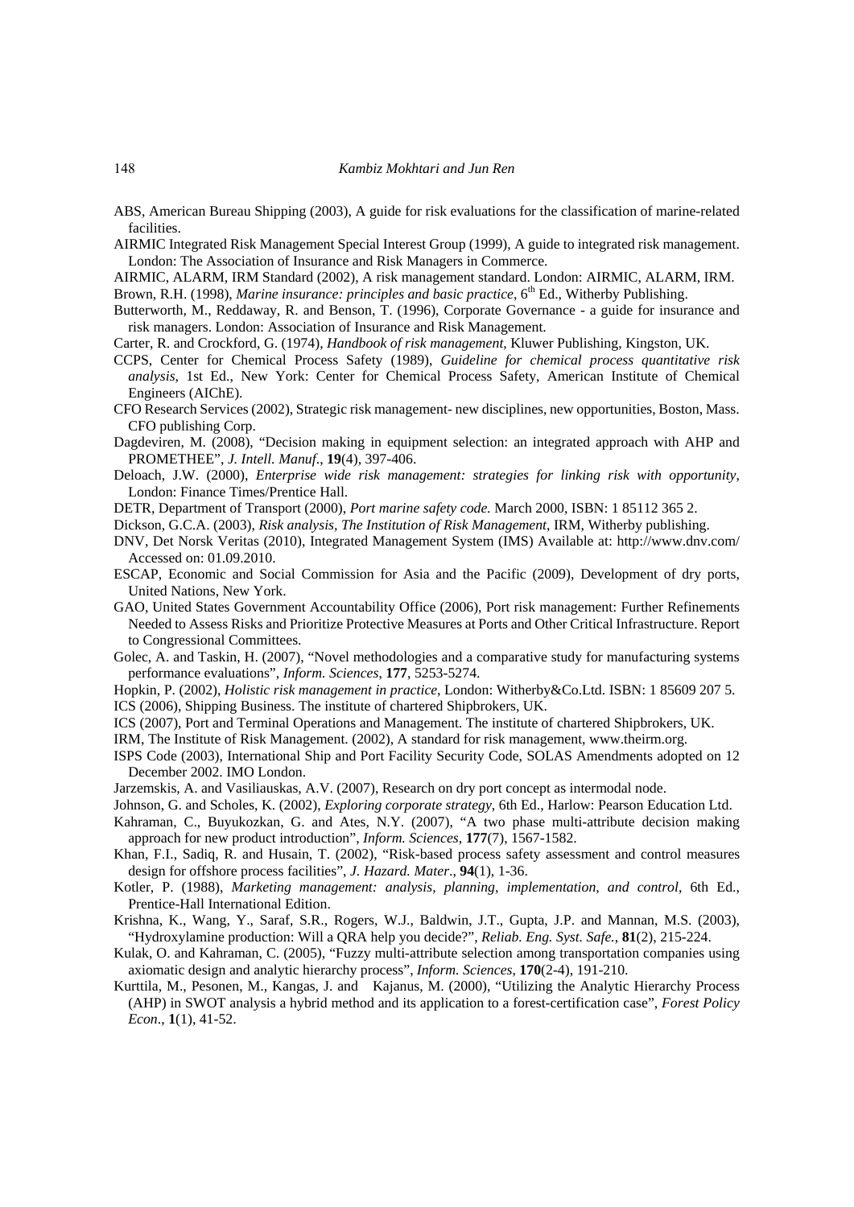ABS, American Bureau Shipping (2003), A guide for risk evaluations for the classification of marine-related facilities.

AIRMIC Integrated Risk Management Special Interest Group (1999), A guide to integrated risk management. London: The Association of Insurance and Risk Managers in Commerce.

AIRMIC, ALARM, IRM Standard (2002), A risk management standard. London: AIRMIC, ALARM, IRM.

Brown, R.H. (1998), *Marine insurance: principles and basic practice*, 6th Ed., Witherby Publishing.

Butterworth, M., Reddaway, R. and Benson, T. (1996), Corporate Governance - a guide for insurance and risk managers. London: Association of Insurance and Risk Management.

Carter, R. and Crockford, G. (1974), *Handbook of risk management*, Kluwer Publishing, Kingston, UK.

CCPS, Center for Chemical Process Safety (1989), *Guideline for chemical process quantitative risk analysis*, 1st Ed., New York: Center for Chemical Process Safety, American Institute of Chemical Engineers (AIChE).

CFO Research Services (2002), Strategic risk management- new disciplines, new opportunities, Boston, Mass. CFO publishing Corp.

Dagdeviren, M. (2008), "Decision making in equipment selection: an integrated approach with AHP and PROMETHEE", *J. Intell. Manuf*., **19**(4), 397-406.

Deloach, J.W. (2000), *Enterprise wide risk management: strategies for linking risk with opportunity*, London: Finance Times/Prentice Hall.

DETR, Department of Transport (2000), *Port marine safety code.* March 2000, ISBN: 1 85112 365 2.

Dickson, G.C.A. (2003), *Risk analysis, The Institution of Risk Management*, IRM, Witherby publishing.

DNV, Det Norsk Veritas (2010), Integrated Management System (IMS) Available at: http://www.dnv.com/ Accessed on: 01.09.2010.

ESCAP, Economic and Social Commission for Asia and the Pacific (2009), Development of dry ports, United Nations, New York.

GAO, United States Government Accountability Office (2006), Port risk management: Further Refinements Needed to Assess Risks and Prioritize Protective Measures at Ports and Other Critical Infrastructure. Report to Congressional Committees.

Golec, A. and Taskin, H. (2007), "Novel methodologies and a comparative study for manufacturing systems performance evaluations", *Inform. Sciences*, **177**, 5253-5274.

Hopkin, P. (2002), *Holistic risk management in practice*, London: Witherby&Co.Ltd. ISBN: 1 85609 207 5.

ICS (2006), Shipping Business. The institute of chartered Shipbrokers, UK.

ICS (2007), Port and Terminal Operations and Management. The institute of chartered Shipbrokers, UK.

IRM, The Institute of Risk Management. (2002), A standard for risk management, www.theirm.org.

ISPS Code (2003), International Ship and Port Facility Security Code, SOLAS Amendments adopted on 12 December 2002. IMO London.

Jarzemskis, A. and Vasiliauskas, A.V. (2007), Research on dry port concept as intermodal node.

Johnson, G. and Scholes, K. (2002), *Exploring corporate strategy*, 6th Ed., Harlow: Pearson Education Ltd.

Kahraman, C., Buyukozkan, G. and Ates, N.Y. (2007), "A two phase multi-attribute decision making approach for new product introduction", *Inform. Sciences*, **177**(7), 1567-1582.

Khan, F.I., Sadiq, R. and Husain, T. (2002), "Risk-based process safety assessment and control measures design for offshore process facilities", *J. Hazard. Mater*., **94**(1), 1-36.

Kotler, P. (1988), *Marketing management: analysis, planning, implementation, and control*, 6th Ed., Prentice-Hall International Edition.

Krishna, K., Wang, Y., Saraf, S.R., Rogers, W.J., Baldwin, J.T., Gupta, J.P. and Mannan, M.S. (2003), "Hydroxylamine production: Will a QRA help you decide?", *Reliab. Eng. Syst. Safe.*, **81**(2), 215-224.

Kulak, O. and Kahraman, C. (2005), "Fuzzy multi-attribute selection among transportation companies using axiomatic design and analytic hierarchy process", *Inform. Sciences*, **170**(2-4), 191-210.

Kurttila, M., Pesonen, M., Kangas, J. and Kajanus, M. (2000), "Utilizing the Analytic Hierarchy Process (AHP) in SWOT analysis a hybrid method and its application to a forest-certification case", *Forest Policy Econ*., **1**(1), 41-52.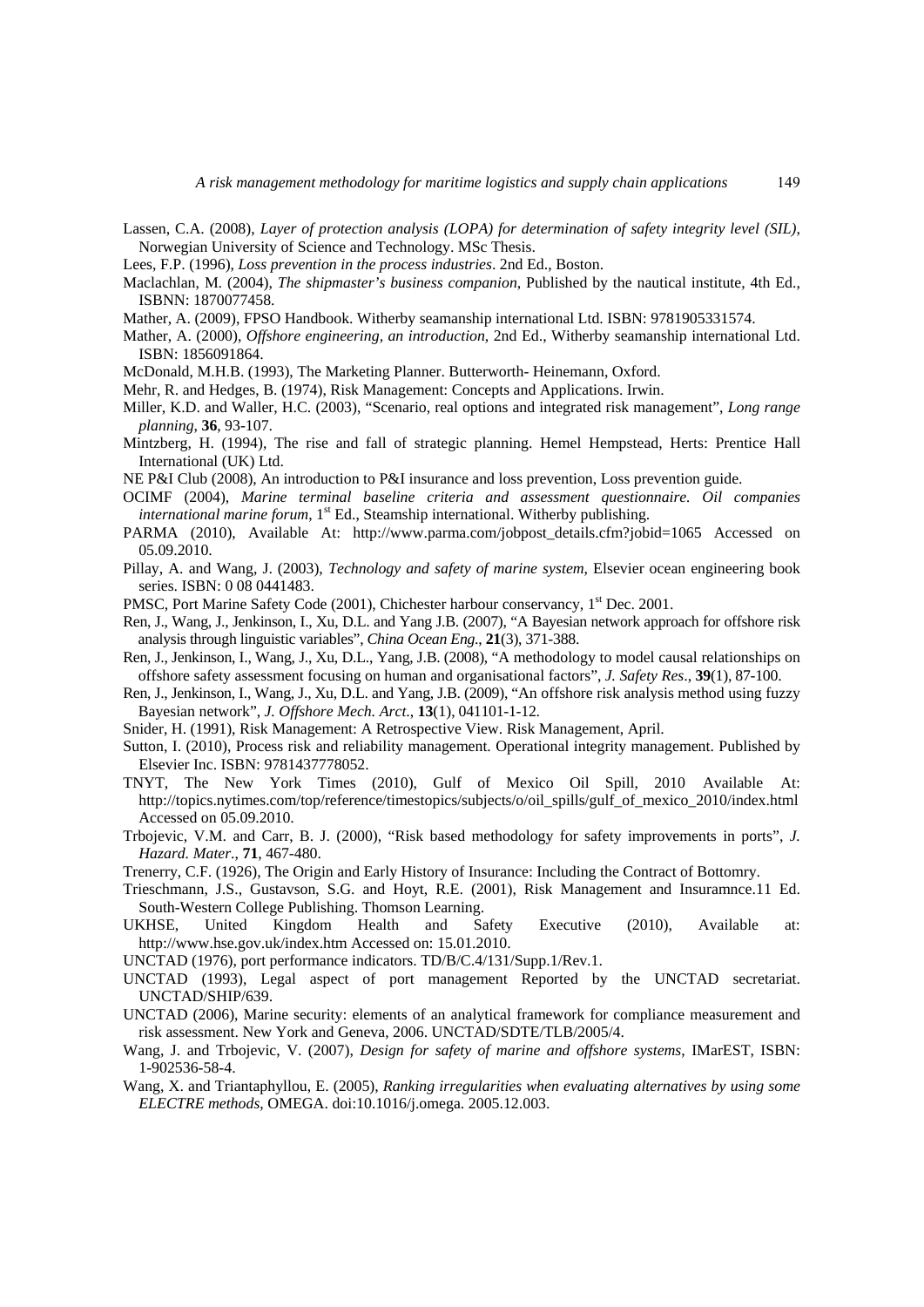Lassen, C.A. (2008), *Layer of protection analysis (LOPA) for determination of safety integrity level (SIL)*, Norwegian University of Science and Technology. MSc Thesis.

Lees, F.P. (1996), *Loss prevention in the process industries*. 2nd Ed., Boston.

Maclachlan, M. (2004), *The shipmaster's business companion*, Published by the nautical institute, 4th Ed., ISBNN: 1870077458.

Mather, A. (2009), FPSO Handbook. Witherby seamanship international Ltd. ISBN: 9781905331574.

Mather, A. (2000), *Offshore engineering, an introduction*, 2nd Ed., Witherby seamanship international Ltd. ISBN: 1856091864.

McDonald, M.H.B. (1993), The Marketing Planner. Butterworth- Heinemann, Oxford.

Mehr, R. and Hedges, B. (1974), Risk Management: Concepts and Applications. Irwin.

Miller, K.D. and Waller, H.C. (2003), "Scenario, real options and integrated risk management", *Long range planning*, **36**, 93-107.

Mintzberg, H. (1994), The rise and fall of strategic planning. Hemel Hempstead, Herts: Prentice Hall International (UK) Ltd.

NE P&I Club (2008), An introduction to P&I insurance and loss prevention, Loss prevention guide.

OCIMF (2004), *Marine terminal baseline criteria and assessment questionnaire. Oil companies international marine forum*, 1st Ed., Steamship international. Witherby publishing.

PARMA (2010), Available At: http://www.parma.com/jobpost_details.cfm?jobid=1065 Accessed on 05.09.2010.

Pillay, A. and Wang, J. (2003), *Technology and safety of marine system*, Elsevier ocean engineering book series. ISBN: 0 08 0441483.

PMSC, Port Marine Safety Code (2001), Chichester harbour conservancy, 1st Dec. 2001.

Ren, J., Wang, J., Jenkinson, I., Xu, D.L. and Yang J.B. (2007), "A Bayesian network approach for offshore risk analysis through linguistic variables", *China Ocean Eng*., **21**(3), 371-388.

Ren, J., Jenkinson, I., Wang, J., Xu, D.L., Yang, J.B. (2008), "A methodology to model causal relationships on offshore safety assessment focusing on human and organisational factors", *J. Safety Res*., **39**(1), 87-100.

Ren, J., Jenkinson, I., Wang, J., Xu, D.L. and Yang, J.B. (2009), "An offshore risk analysis method using fuzzy Bayesian network", *J. Offshore Mech. Arct*., **13**(1), 041101-1-12.

Snider, H. (1991), Risk Management: A Retrospective View. Risk Management, April.

Sutton, I. (2010), Process risk and reliability management. Operational integrity management. Published by Elsevier Inc. ISBN: 9781437778052.

TNYT, The New York Times (2010), Gulf of Mexico Oil Spill, 2010 Available At: http://topics.nytimes.com/top/reference/timestopics/subjects/o/oil_spills/gulf_of_mexico_2010/index.html Accessed on 05.09.2010.

Trbojevic, V.M. and Carr, B. J. (2000), "Risk based methodology for safety improvements in ports", *J. Hazard. Mater*., **71**, 467-480.

Trenerry, C.F. (1926), The Origin and Early History of Insurance: Including the Contract of Bottomry.

Trieschmann, J.S., Gustavson, S.G. and Hoyt, R.E. (2001), Risk Management and Insuramnce.11 Ed. South-Western College Publishing. Thomson Learning.

UKHSE, United Kingdom Health and Safety Executive (2010), Available at: http://www.hse.gov.uk/index.htm Accessed on: 15.01.2010.

UNCTAD (1976), port performance indicators. TD/B/C.4/131/Supp.1/Rev.1.

UNCTAD (1993), Legal aspect of port management Reported by the UNCTAD secretariat. UNCTAD/SHIP/639.

UNCTAD (2006), Marine security: elements of an analytical framework for compliance measurement and risk assessment. New York and Geneva, 2006. UNCTAD/SDTE/TLB/2005/4.

Wang, J. and Trbojevic, V. (2007), *Design for safety of marine and offshore systems*, IMarEST, ISBN: 1-902536-58-4.

Wang, X. and Triantaphyllou, E. (2005), *Ranking irregularities when evaluating alternatives by using some ELECTRE methods*, OMEGA. doi:10.1016/j.omega. 2005.12.003.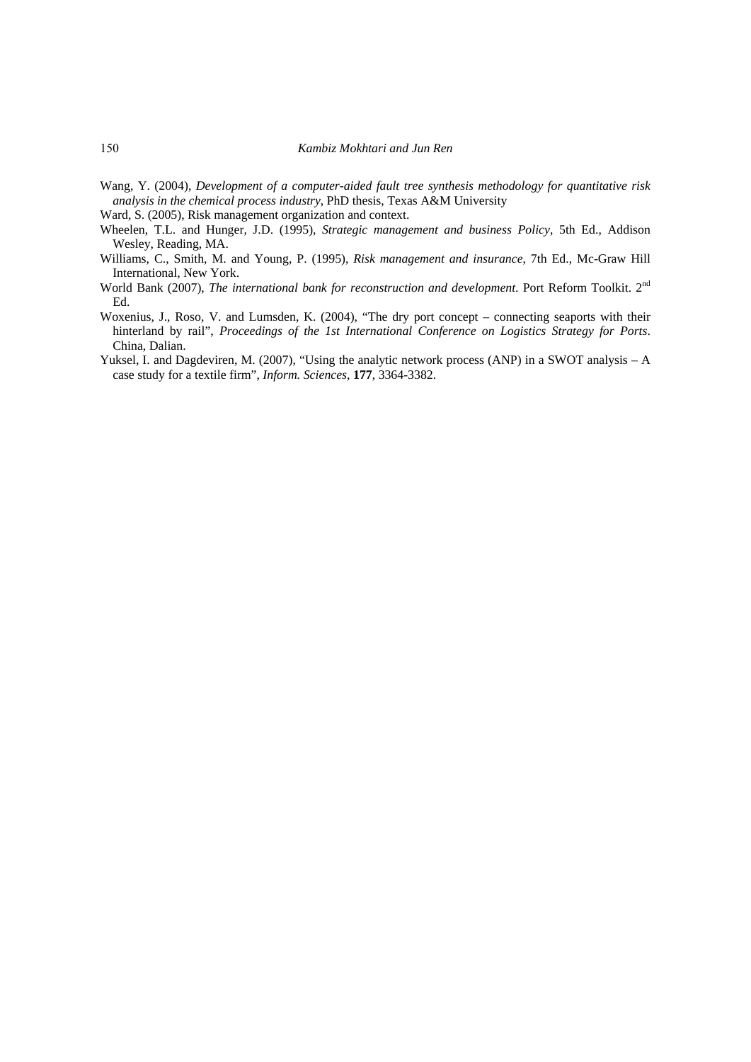Wang, Y. (2004), *Development of a computer-aided fault tree synthesis methodology for quantitative risk analysis in the chemical process industry*, PhD thesis, Texas A&M University

Ward, S. (2005), Risk management organization and context.

Wheelen, T.L. and Hunger, J.D. (1995), *Strategic management and business Policy*, 5th Ed., Addison Wesley, Reading, MA.

Williams, C., Smith, M. and Young, P. (1995), *Risk management and insurance*, 7th Ed., Mc-Graw Hill International, New York.

World Bank (2007), *The international bank for reconstruction and development*. Port Reform Toolkit. 2nd Ed.

Woxenius, J., Roso, V. and Lumsden, K. (2004), "The dry port concept – connecting seaports with their hinterland by rail", *Proceedings of the 1st International Conference on Logistics Strategy for Ports*. China, Dalian.

Yuksel, I. and Dagdeviren, M. (2007), "Using the analytic network process (ANP) in a SWOT analysis – A case study for a textile firm", *Inform. Sciences*, **177**, 3364-3382.